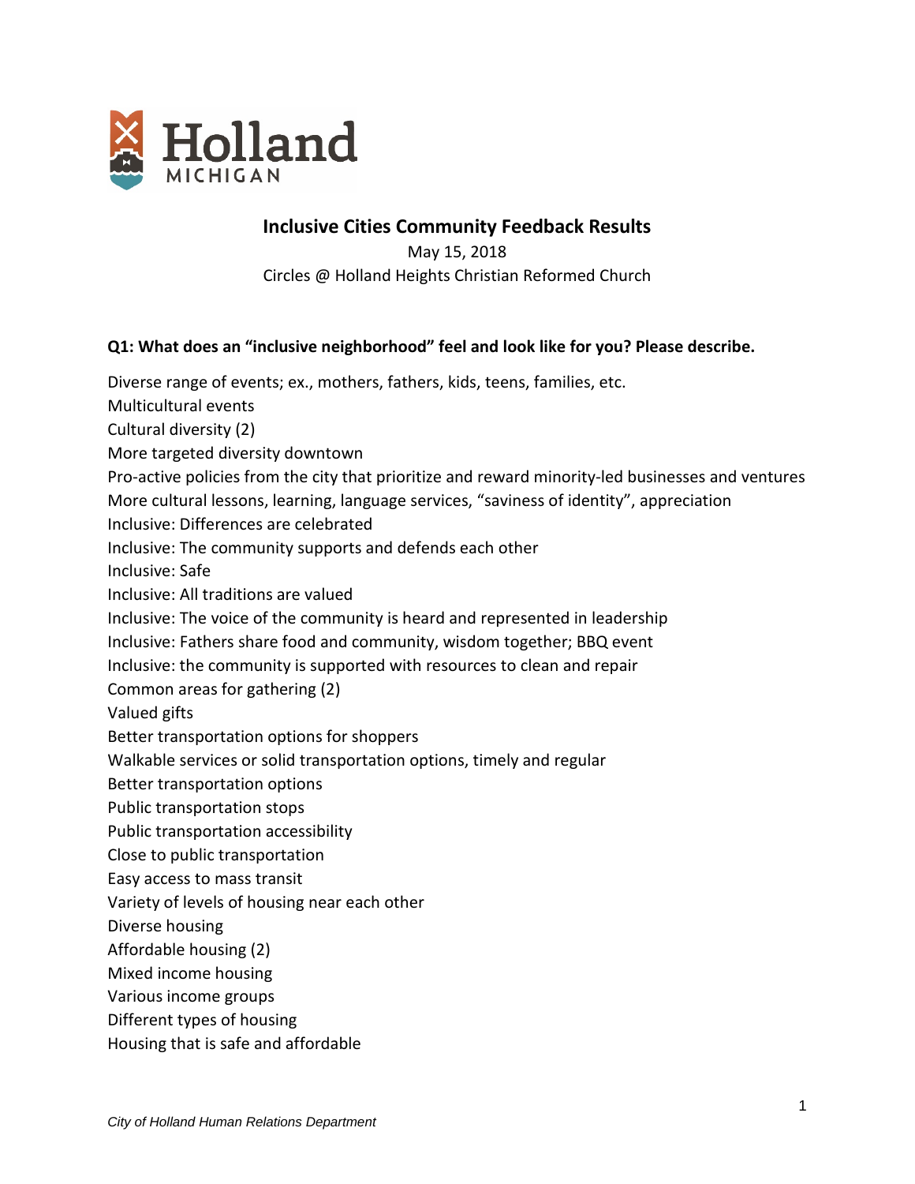Holland
MICHIGAN

# Inclusive Cities Community Feedback Results

May 15, 2018
Circles @ Holland Heights Christian Reformed Church

**Q1: What does an "inclusive neighborhood" feel and look like for you? Please describe.**

Diverse range of events; ex., mothers, fathers, kids, teens, families, etc.
Multicultural events
Cultural diversity (2)
More targeted diversity downtown
Pro-active policies from the city that prioritize and reward minority-led businesses and ventures
More cultural lessons, learning, language services, "saviness of identity", appreciation
Inclusive: Differences are celebrated
Inclusive: The community supports and defends each other
Inclusive: Safe
Inclusive: All traditions are valued
Inclusive: The voice of the community is heard and represented in leadership
Inclusive: Fathers share food and community, wisdom together; BBQ event
Inclusive: the community is supported with resources to clean and repair
Common areas for gathering (2)
Valued gifts
Better transportation options for shoppers
Walkable services or solid transportation options, timely and regular
Better transportation options
Public transportation stops
Public transportation accessibility
Close to public transportation
Easy access to mass transit
Variety of levels of housing near each other
Diverse housing
Affordable housing (2)
Mixed income housing
Various income groups
Different types of housing
Housing that is safe and affordable

*City of Holland Human Relations Department*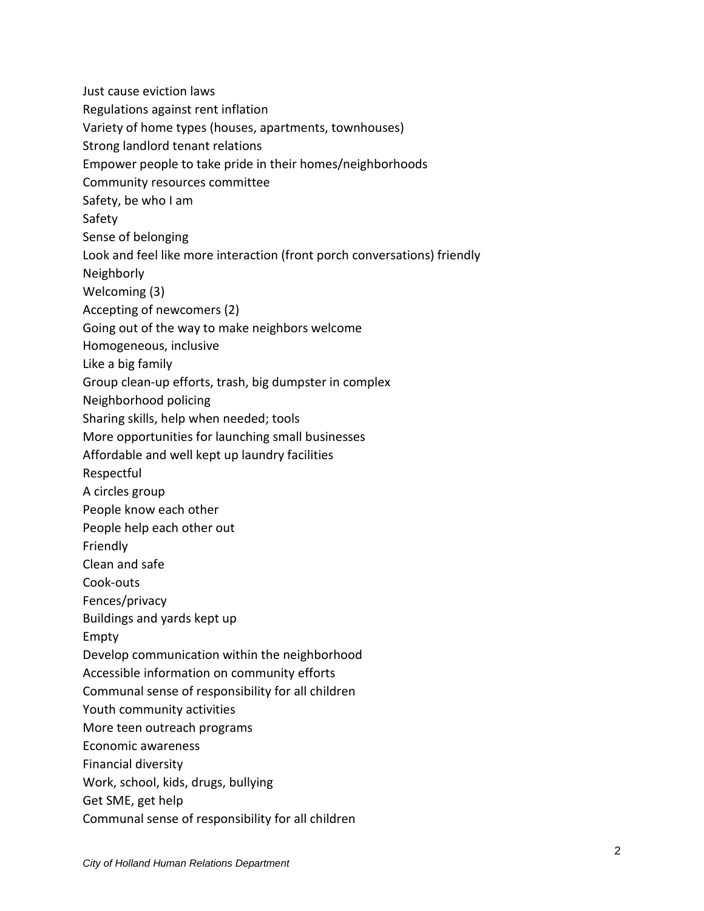Just cause eviction laws

Regulations against rent inflation

Variety of home types (houses, apartments, townhouses)

Strong landlord tenant relations

Empower people to take pride in their homes/neighborhoods

Community resources committee

Safety, be who I am

Safety

Sense of belonging

Look and feel like more interaction (front porch conversations) friendly

Neighborly

Welcoming (3)

Accepting of newcomers (2)

Going out of the way to make neighbors welcome

Homogeneous, inclusive

Like a big family

Group clean-up efforts, trash, big dumpster in complex

Neighborhood policing

Sharing skills, help when needed; tools

More opportunities for launching small businesses

Affordable and well kept up laundry facilities

Respectful

A circles group

People know each other

People help each other out

Friendly

Clean and safe

Cook-outs

Fences/privacy

Buildings and yards kept up

Empty

Develop communication within the neighborhood

Accessible information on community efforts

Communal sense of responsibility for all children

Youth community activities

More teen outreach programs

Economic awareness

Financial diversity

Work, school, kids, drugs, bullying

Get SME, get help

Communal sense of responsibility for all children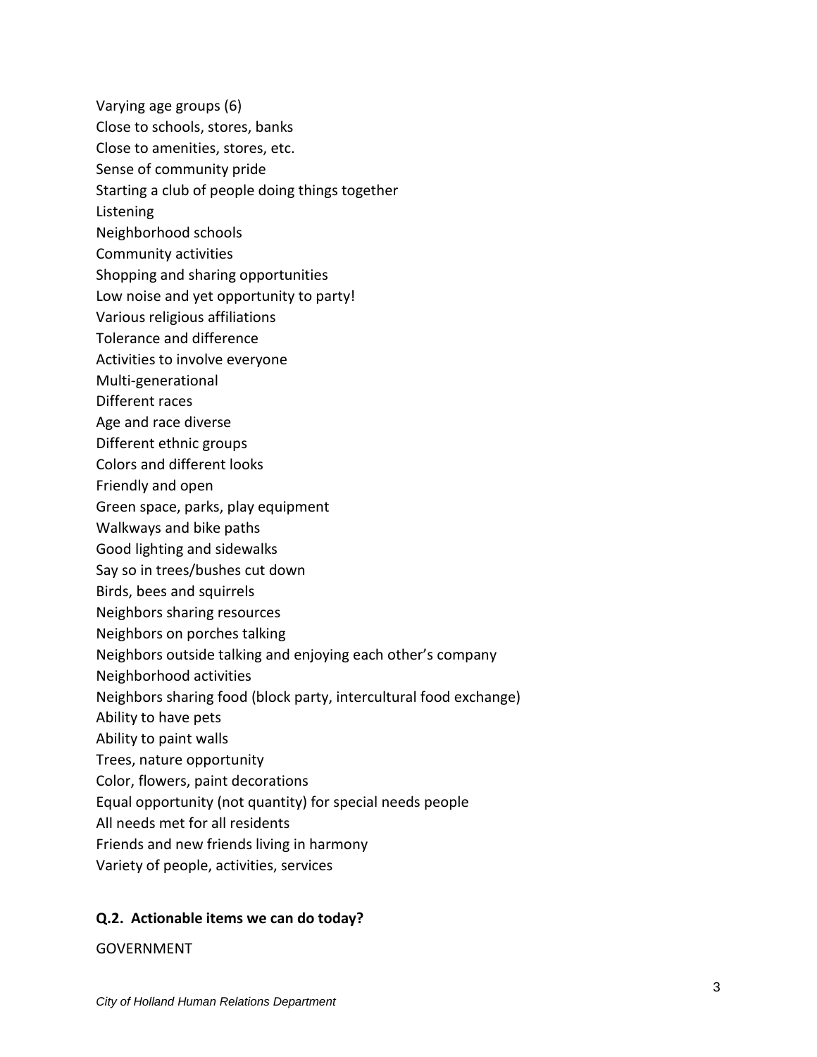Varying age groups (6)
Close to schools, stores, banks
Close to amenities, stores, etc.
Sense of community pride
Starting a club of people doing things together
Listening
Neighborhood schools
Community activities
Shopping and sharing opportunities
Low noise and yet opportunity to party!
Various religious affiliations
Tolerance and difference
Activities to involve everyone
Multi-generational
Different races
Age and race diverse
Different ethnic groups
Colors and different looks
Friendly and open
Green space, parks, play equipment
Walkways and bike paths
Good lighting and sidewalks
Say so in trees/bushes cut down
Birds, bees and squirrels
Neighbors sharing resources
Neighbors on porches talking
Neighbors outside talking and enjoying each other's company
Neighborhood activities
Neighbors sharing food (block party, intercultural food exchange)
Ability to have pets
Ability to paint walls
Trees, nature opportunity
Color, flowers, paint decorations
Equal opportunity (not quantity) for special needs people
All needs met for all residents
Friends and new friends living in harmony
Variety of people, activities, services

**Q.2. Actionable items we can do today?**

GOVERNMENT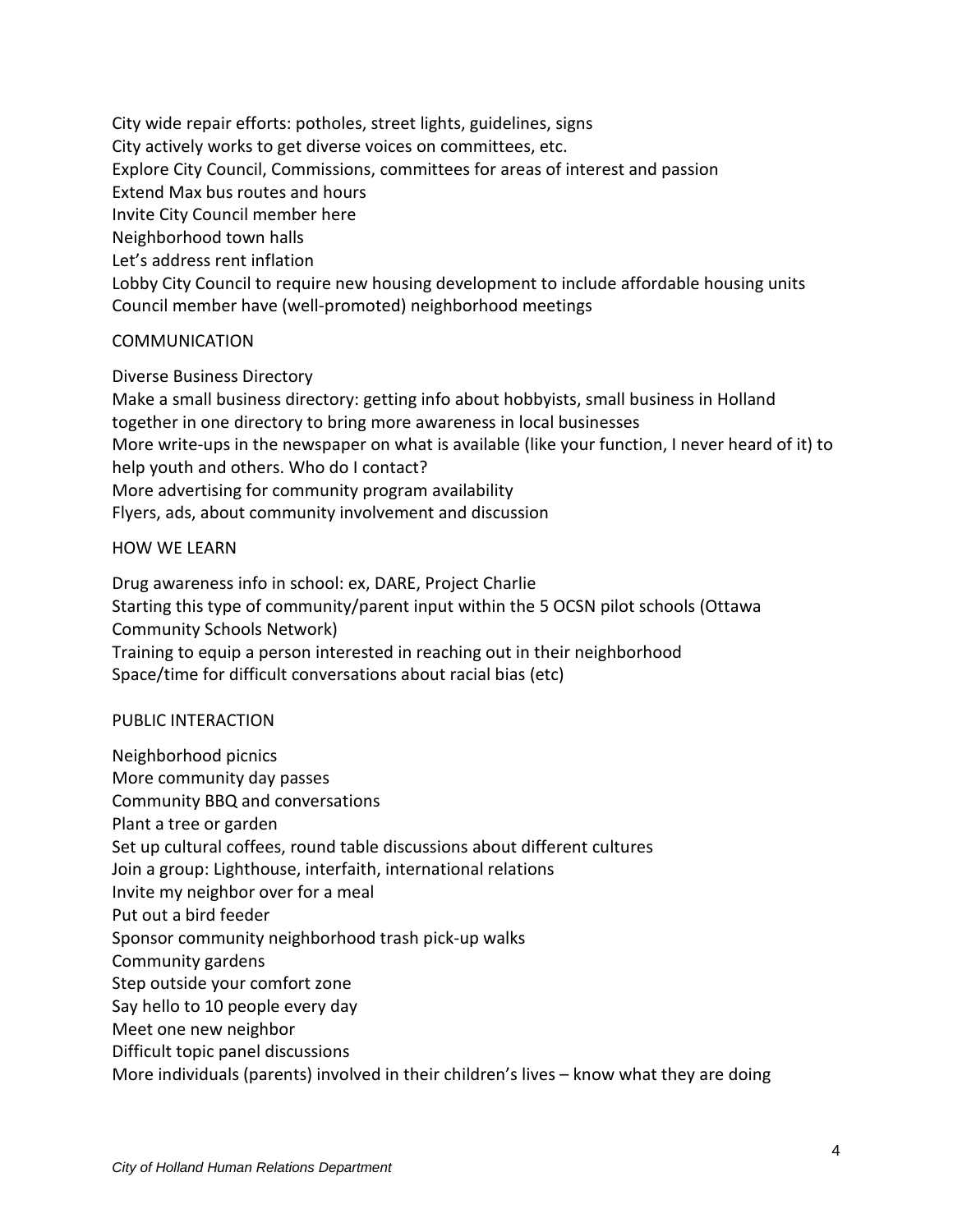City wide repair efforts: potholes, street lights, guidelines, signs
City actively works to get diverse voices on committees, etc.
Explore City Council, Commissions, committees for areas of interest and passion
Extend Max bus routes and hours
Invite City Council member here
Neighborhood town halls
Let's address rent inflation
Lobby City Council to require new housing development to include affordable housing units
Council member have (well-promoted) neighborhood meetings

COMMUNICATION

Diverse Business Directory
Make a small business directory: getting info about hobbyists, small business in Holland together in one directory to bring more awareness in local businesses
More write-ups in the newspaper on what is available (like your function, I never heard of it) to help youth and others. Who do I contact?
More advertising for community program availability
Flyers, ads, about community involvement and discussion

HOW WE LEARN

Drug awareness info in school: ex, DARE, Project Charlie
Starting this type of community/parent input within the 5 OCSN pilot schools (Ottawa Community Schools Network)
Training to equip a person interested in reaching out in their neighborhood
Space/time for difficult conversations about racial bias (etc)

PUBLIC INTERACTION

Neighborhood picnics
More community day passes
Community BBQ and conversations
Plant a tree or garden
Set up cultural coffees, round table discussions about different cultures
Join a group: Lighthouse, interfaith, international relations
Invite my neighbor over for a meal
Put out a bird feeder
Sponsor community neighborhood trash pick-up walks
Community gardens
Step outside your comfort zone
Say hello to 10 people every day
Meet one new neighbor
Difficult topic panel discussions
More individuals (parents) involved in their children's lives – know what they are doing